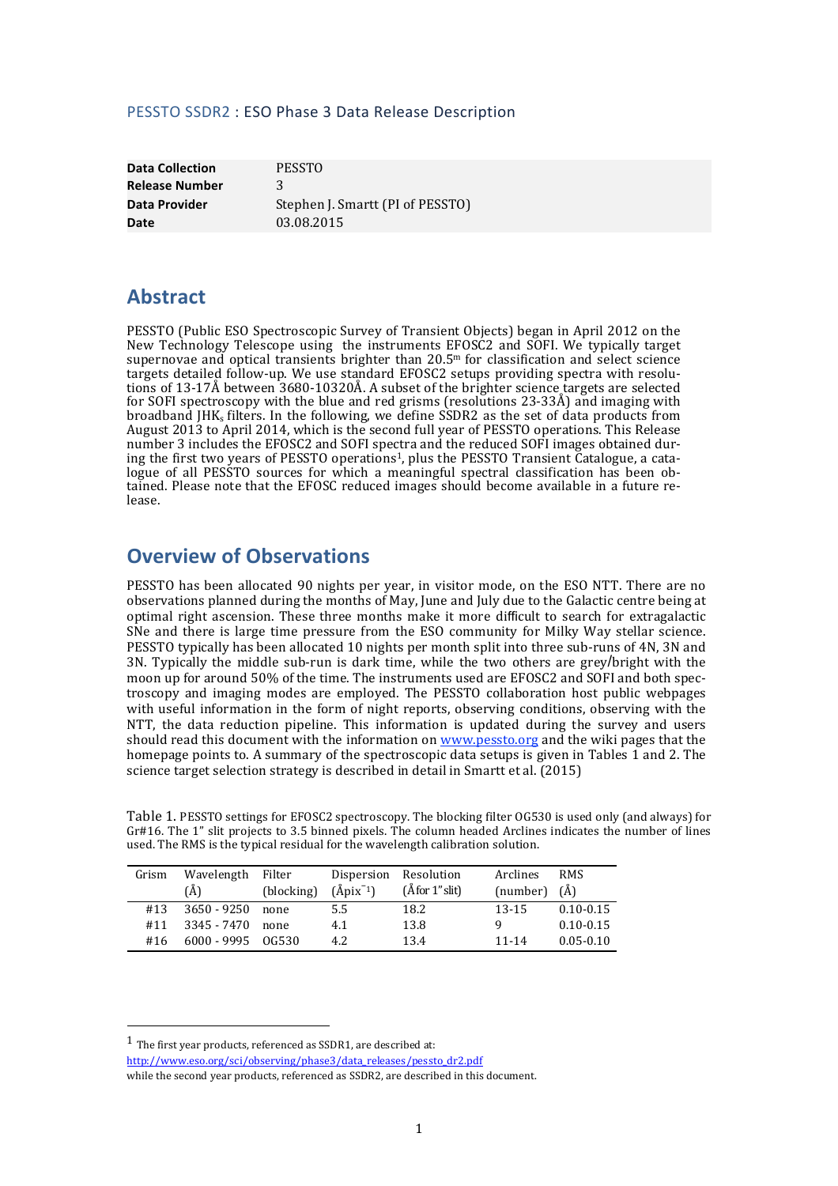PESSTO SSDR2 : ESO Phase 3 Data Release Description

| | |
|---|---|
| **Data Collection** | PESSTO |
| **Release Number** | 3 |
| **Data Provider** | Stephen J. Smartt (PI of PESSTO) |
| **Date** | 03.08.2015 |

## Abstract

PESSTO (Public ESO Spectroscopic Survey of Transient Objects) began in April 2012 on the New Technology Telescope using the instruments EFOSC2 and SOFI. We typically target supernovae and optical transients brighter than $20.5^m$ for classification and select science targets detailed follow-up. We use standard EFOSC2 setups providing spectra with resolutions of 13-17Å between 3680-10320Å. A subset of the brighter science targets are selected for SOFI spectroscopy with the blue and red grisms (resolutions 23-33Å) and imaging with broadband $JHK_s$ filters. In the following, we define SSDR2 as the set of data products from August 2013 to April 2014, which is the second full year of PESSTO operations. This Release number 3 includes the EFOSC2 and SOFI spectra and the reduced SOFI images obtained during the first two years of PESSTO operations[1], plus the PESSTO Transient Catalogue, a catalogue of all PESSTO sources for which a meaningful spectral classification has been obtained. Please note that the EFOSC reduced images should become available in a future release.

## Overview of Observations

PESSTO has been allocated 90 nights per year, in visitor mode, on the ESO NTT. There are no observations planned during the months of May, June and July due to the Galactic centre being at optimal right ascension. These three months make it more difficult to search for extragalactic SNe and there is large time pressure from the ESO community for Milky Way stellar science. PESSTO typically has been allocated 10 nights per month split into three sub-runs of 4N, 3N and 3N. Typically the middle sub-run is dark time, while the two others are grey/bright with the moon up for around 50% of the time. The instruments used are EFOSC2 and SOFI and both spectroscopy and imaging modes are employed. The PESSTO collaboration host public webpages with useful information in the form of night reports, observing conditions, observing with the NTT, the data reduction pipeline. This information is updated during the survey and users should read this document with the information on www.pessto.org and the wiki pages that the homepage points to. A summary of the spectroscopic data setups is given in Tables 1 and 2. The science target selection strategy is described in detail in Smartt et al. (2015)

Table 1. PESSTO settings for EFOSC2 spectroscopy. The blocking filter OG530 is used only (and always) for Gr#16. The 1" slit projects to 3.5 binned pixels. The column headed Arclines indicates the number of lines used. The RMS is the typical residual for the wavelength calibration solution.

| Grism | Wavelength (Å) | Filter (blocking) | Dispersion (Åpix$^{-1}$) | Resolution (Å for 1" slit) | Arclines (number) | RMS (Å) |
|---|---|---|---|---|---|---|
| #13 | 3650 - 9250 | none | 5.5 | 18.2 | 13-15 | 0.10-0.15 |
| #11 | 3345 - 7470 | none | 4.1 | 13.8 | 9 | 0.10-0.15 |
| #16 | 6000 - 9995 | OG530 | 4.2 | 13.4 | 11-14 | 0.05-0.10 |

[1] The first year products, referenced as SSDR1, are described at: http://www.eso.org/sci/observing/phase3/data_releases/pessto_dr2.pdf while the second year products, referenced as SSDR2, are described in this document.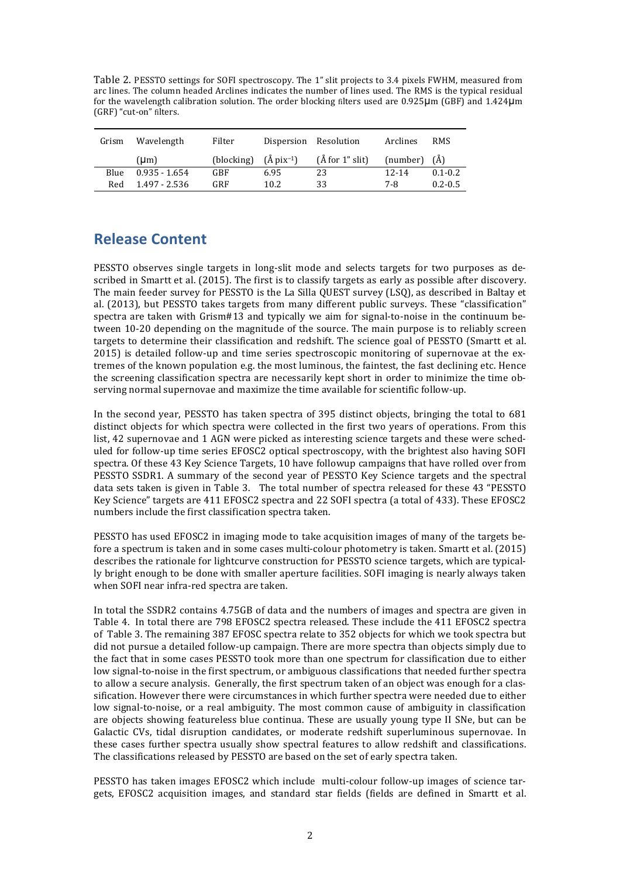Table 2. PESSTO settings for SOFI spectroscopy. The 1" slit projects to 3.4 pixels FWHM, measured from arc lines. The column headed Arclines indicates the number of lines used. The RMS is the typical residual for the wavelength calibration solution. The order blocking filters used are 0.925μm (GBF) and 1.424μm (GRF) "cut-on" filters.

| Grism | Wavelength | Filter | Dispersion | Resolution | Arclines | RMS |
|---|---|---|---|---|---|---|
| | (μm) | (blocking) | (Å pix$^{-1}$) | (Å for 1" slit) | (number) | (Å) |
| Blue | 0.935 - 1.654 | GBF | 6.95 | 23 | 12-14 | 0.1-0.2 |
| Red | 1.497 - 2.536 | GRF | 10.2 | 33 | 7-8 | 0.2-0.5 |

## Release Content

PESSTO observes single targets in long-slit mode and selects targets for two purposes as described in Smartt et al. (2015). The first is to classify targets as early as possible after discovery. The main feeder survey for PESSTO is the La Silla QUEST survey (LSQ), as described in Baltay et al. (2013), but PESSTO takes targets from many different public surveys. These "classification" spectra are taken with Grism#13 and typically we aim for signal-to-noise in the continuum between 10-20 depending on the magnitude of the source. The main purpose is to reliably screen targets to determine their classification and redshift. The science goal of PESSTO (Smartt et al. 2015) is detailed follow-up and time series spectroscopic monitoring of supernovae at the extremes of the known population e.g. the most luminous, the faintest, the fast declining etc. Hence the screening classification spectra are necessarily kept short in order to minimize the time observing normal supernovae and maximize the time available for scientific follow-up.

In the second year, PESSTO has taken spectra of 395 distinct objects, bringing the total to 681 distinct objects for which spectra were collected in the first two years of operations. From this list, 42 supernovae and 1 AGN were picked as interesting science targets and these were scheduled for follow-up time series EFOSC2 optical spectroscopy, with the brightest also having SOFI spectra. Of these 43 Key Science Targets, 10 have followup campaigns that have rolled over from PESSTO SSDR1. A summary of the second year of PESSTO Key Science targets and the spectral data sets taken is given in Table 3. The total number of spectra released for these 43 "PESSTO Key Science" targets are 411 EFOSC2 spectra and 22 SOFI spectra (a total of 433). These EFOSC2 numbers include the first classification spectra taken.

PESSTO has used EFOSC2 in imaging mode to take acquisition images of many of the targets before a spectrum is taken and in some cases multi-colour photometry is taken. Smartt et al. (2015) describes the rationale for lightcurve construction for PESSTO science targets, which are typically bright enough to be done with smaller aperture facilities. SOFI imaging is nearly always taken when SOFI near infra-red spectra are taken.

In total the SSDR2 contains 4.75GB of data and the numbers of images and spectra are given in Table 4. In total there are 798 EFOSC2 spectra released. These include the 411 EFOSC2 spectra of Table 3. The remaining 387 EFOSC spectra relate to 352 objects for which we took spectra but did not pursue a detailed follow-up campaign. There are more spectra than objects simply due to the fact that in some cases PESSTO took more than one spectrum for classification due to either low signal-to-noise in the first spectrum, or ambiguous classifications that needed further spectra to allow a secure analysis. Generally, the first spectrum taken of an object was enough for a classification. However there were circumstances in which further spectra were needed due to either low signal-to-noise, or a real ambiguity. The most common cause of ambiguity in classification are objects showing featureless blue continua. These are usually young type II SNe, but can be Galactic CVs, tidal disruption candidates, or moderate redshift superluminous supernovae. In these cases further spectra usually show spectral features to allow redshift and classifications. The classifications released by PESSTO are based on the set of early spectra taken.

PESSTO has taken images EFOSC2 which include multi-colour follow-up images of science targets, EFOSC2 acquisition images, and standard star fields (fields are defined in Smartt et al.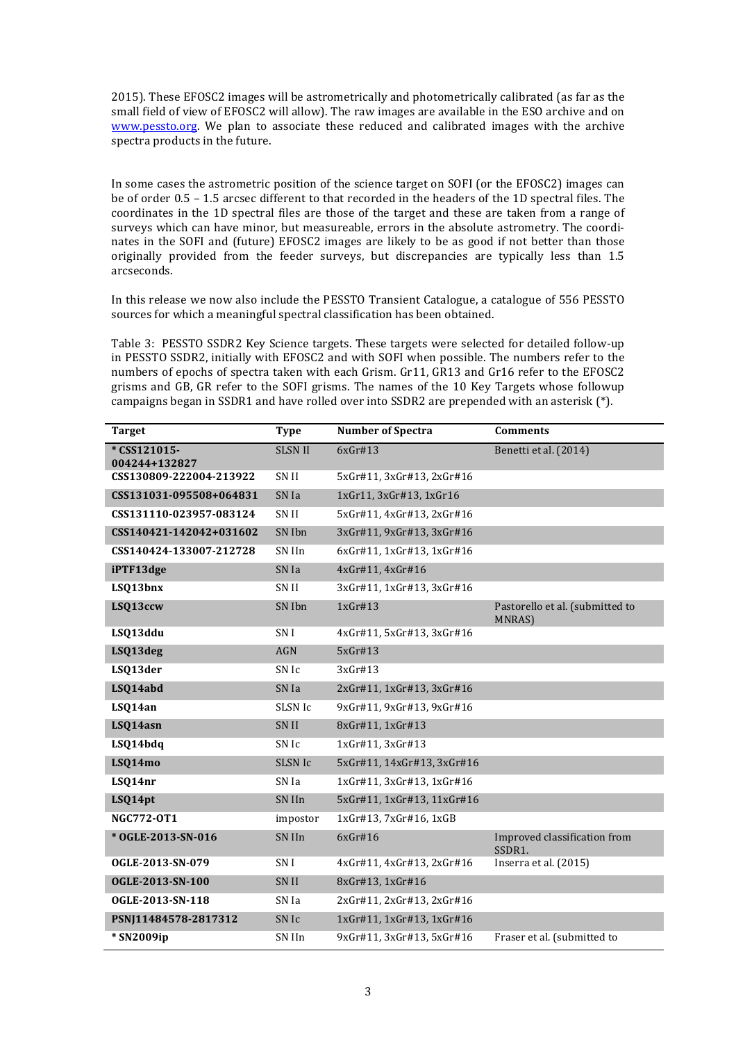2015). These EFOSC2 images will be astrometrically and photometrically calibrated (as far as the small field of view of EFOSC2 will allow). The raw images are available in the ESO archive and on www.pessto.org. We plan to associate these reduced and calibrated images with the archive spectra products in the future.

In some cases the astrometric position of the science target on SOFI (or the EFOSC2) images can be of order 0.5 – 1.5 arcsec different to that recorded in the headers of the 1D spectral files. The coordinates in the 1D spectral files are those of the target and these are taken from a range of surveys which can have minor, but measureable, errors in the absolute astrometry. The coordinates in the SOFI and (future) EFOSC2 images are likely to be as good if not better than those originally provided from the feeder surveys, but discrepancies are typically less than 1.5 arcseconds.

In this release we now also include the PESSTO Transient Catalogue, a catalogue of 556 PESSTO sources for which a meaningful spectral classification has been obtained.

Table 3: PESSTO SSDR2 Key Science targets. These targets were selected for detailed follow-up in PESSTO SSDR2, initially with EFOSC2 and with SOFI when possible. The numbers refer to the numbers of epochs of spectra taken with each Grism. Gr11, GR13 and Gr16 refer to the EFOSC2 grisms and GB, GR refer to the SOFI grisms. The names of the 10 Key Targets whose followup campaigns began in SSDR1 and have rolled over into SSDR2 are prepended with an asterisk (*).

| Target | Type | Number of Spectra | Comments |
|---|---|---|---|
| * CSS121015-004244+132827 | SLSN II | 6xGr#13 | Benetti et al. (2014) |
| CSS130809-222004-213922 | SN II | 5xGr#11, 3xGr#13, 2xGr#16 | |
| CSS131031-095508+064831 | SN Ia | 1xGr11, 3xGr#13, 1xGr16 | |
| CSS131110-023957-083124 | SN II | 5xGr#11, 4xGr#13, 2xGr#16 | |
| CSS140421-142042+031602 | SN Ibn | 3xGr#11, 9xGr#13, 3xGr#16 | |
| CSS140424-133007-212728 | SN IIn | 6xGr#11, 1xGr#13, 1xGr#16 | |
| iPTF13dge | SN Ia | 4xGr#11, 4xGr#16 | |
| LSQ13bnx | SN II | 3xGr#11, 1xGr#13, 3xGr#16 | |
| LSQ13ccw | SN Ibn | 1xGr#13 | Pastorello et al. (submitted to MNRAS) |
| LSQ13ddu | SN I | 4xGr#11, 5xGr#13, 3xGr#16 | |
| LSQ13deg | AGN | 5xGr#13 | |
| LSQ13der | SN Ic | 3xGr#13 | |
| LSQ14abd | SN Ia | 2xGr#11, 1xGr#13, 3xGr#16 | |
| LSQ14an | SLSN Ic | 9xGr#11, 9xGr#13, 9xGr#16 | |
| LSQ14asn | SN II | 8xGr#11, 1xGr#13 | |
| LSQ14bdq | SN Ic | 1xGr#11, 3xGr#13 | |
| LSQ14mo | SLSN Ic | 5xGr#11, 14xGr#13, 3xGr#16 | |
| LSQ14nr | SN Ia | 1xGr#11, 3xGr#13, 1xGr#16 | |
| LSQ14pt | SN IIn | 5xGr#11, 1xGr#13, 11xGr#16 | |
| NGC772-OT1 | impostor | 1xGr#13, 7xGr#16, 1xGB | |
| * OGLE-2013-SN-016 | SN IIn | 6xGr#16 | Improved classification from SSDR1. |
| OGLE-2013-SN-079 | SN I | 4xGr#11, 4xGr#13, 2xGr#16 | Inserra et al. (2015) |
| OGLE-2013-SN-100 | SN II | 8xGr#13, 1xGr#16 | |
| OGLE-2013-SN-118 | SN Ia | 2xGr#11, 2xGr#13, 2xGr#16 | |
| PSNJ11484578-2817312 | SN Ic | 1xGr#11, 1xGr#13, 1xGr#16 | |
| * SN2009ip | SN IIn | 9xGr#11, 3xGr#13, 5xGr#16 | Fraser et al. (submitted to |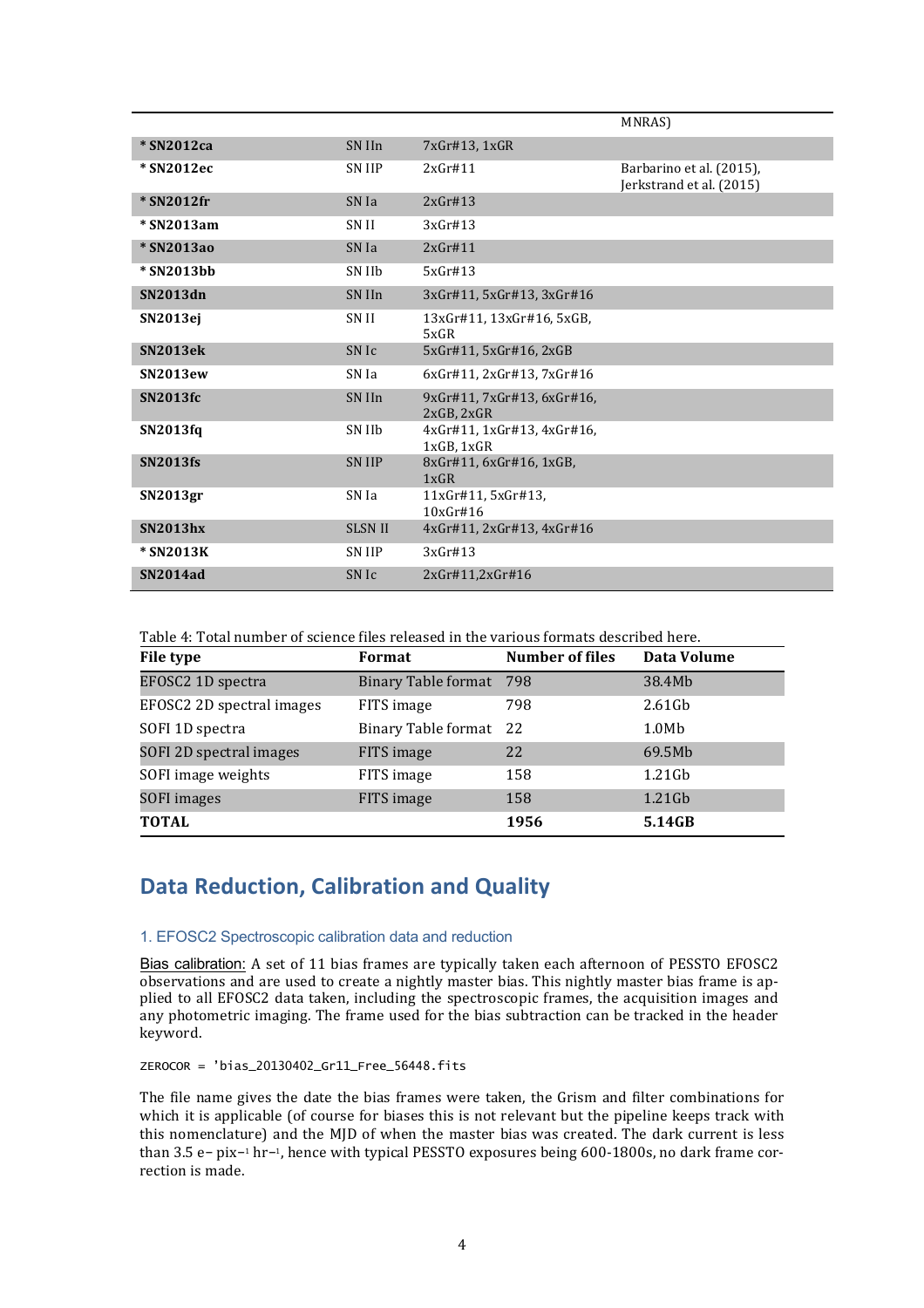| | | | MNRAS) |
|---|---|---|---|
| * **SN2012ca** | SN IIn | 7xGr#13, 1xGR | |
| * **SN2012ec** | SN IIP | 2xGr#11 | Barbarino et al. (2015), Jerkstrand et al. (2015) |
| * **SN2012fr** | SN Ia | 2xGr#13 | |
| * **SN2013am** | SN II | 3xGr#13 | |
| * **SN2013ao** | SN Ia | 2xGr#11 | |
| * **SN2013bb** | SN IIb | 5xGr#13 | |
| **SN2013dn** | SN IIn | 3xGr#11, 5xGr#13, 3xGr#16 | |
| **SN2013ej** | SN II | 13xGr#11, 13xGr#16, 5xGB, 5xGR | |
| **SN2013ek** | SN Ic | 5xGr#11, 5xGr#16, 2xGB | |
| **SN2013ew** | SN Ia | 6xGr#11, 2xGr#13, 7xGr#16 | |
| **SN2013fc** | SN IIn | 9xGr#11, 7xGr#13, 6xGr#16, 2xGB, 2xGR | |
| **SN2013fq** | SN IIb | 4xGr#11, 1xGr#13, 4xGr#16, 1xGB, 1xGR | |
| **SN2013fs** | SN IIP | 8xGr#11, 6xGr#16, 1xGB, 1xGR | |
| **SN2013gr** | SN Ia | 11xGr#11, 5xGr#13, 10xGr#16 | |
| **SN2013hx** | SLSN II | 4xGr#11, 2xGr#13, 4xGr#16 | |
| * **SN2013K** | SN IIP | 3xGr#13 | |
| **SN2014ad** | SN Ic | 2xGr#11,2xGr#16 | |

Table 4: Total number of science files released in the various formats described here.

| File type | Format | Number of files | Data Volume |
|---|---|---|---|
| EFOSC2 1D spectra | Binary Table format | 798 | 38.4Mb |
| EFOSC2 2D spectral images | FITS image | 798 | 2.61Gb |
| SOFI 1D spectra | Binary Table format | 22 | 1.0Mb |
| SOFI 2D spectral images | FITS image | 22 | 69.5Mb |
| SOFI image weights | FITS image | 158 | 1.21Gb |
| SOFI images | FITS image | 158 | 1.21Gb |
| **TOTAL** | | **1956** | **5.14GB** |

## Data Reduction, Calibration and Quality

### 1. EFOSC2 Spectroscopic calibration data and reduction

Bias calibration: A set of 11 bias frames are typically taken each afternoon of PESSTO EFOSC2 observations and are used to create a nightly master bias. This nightly master bias frame is applied to all EFOSC2 data taken, including the spectroscopic frames, the acquisition images and any photometric imaging. The frame used for the bias subtraction can be tracked in the header keyword.

```
ZEROCOR = 'bias_20130402_Gr11_Free_56448.fits
```

The file name gives the date the bias frames were taken, the Grism and filter combinations for which it is applicable (of course for biases this is not relevant but the pipeline keeps track with this nomenclature) and the MJD of when the master bias was created. The dark current is less than 3.5 $e^{-}$ $pix^{-1}$ $hr^{-1}$, hence with typical PESSTO exposures being 600-1800s, no dark frame correction is made.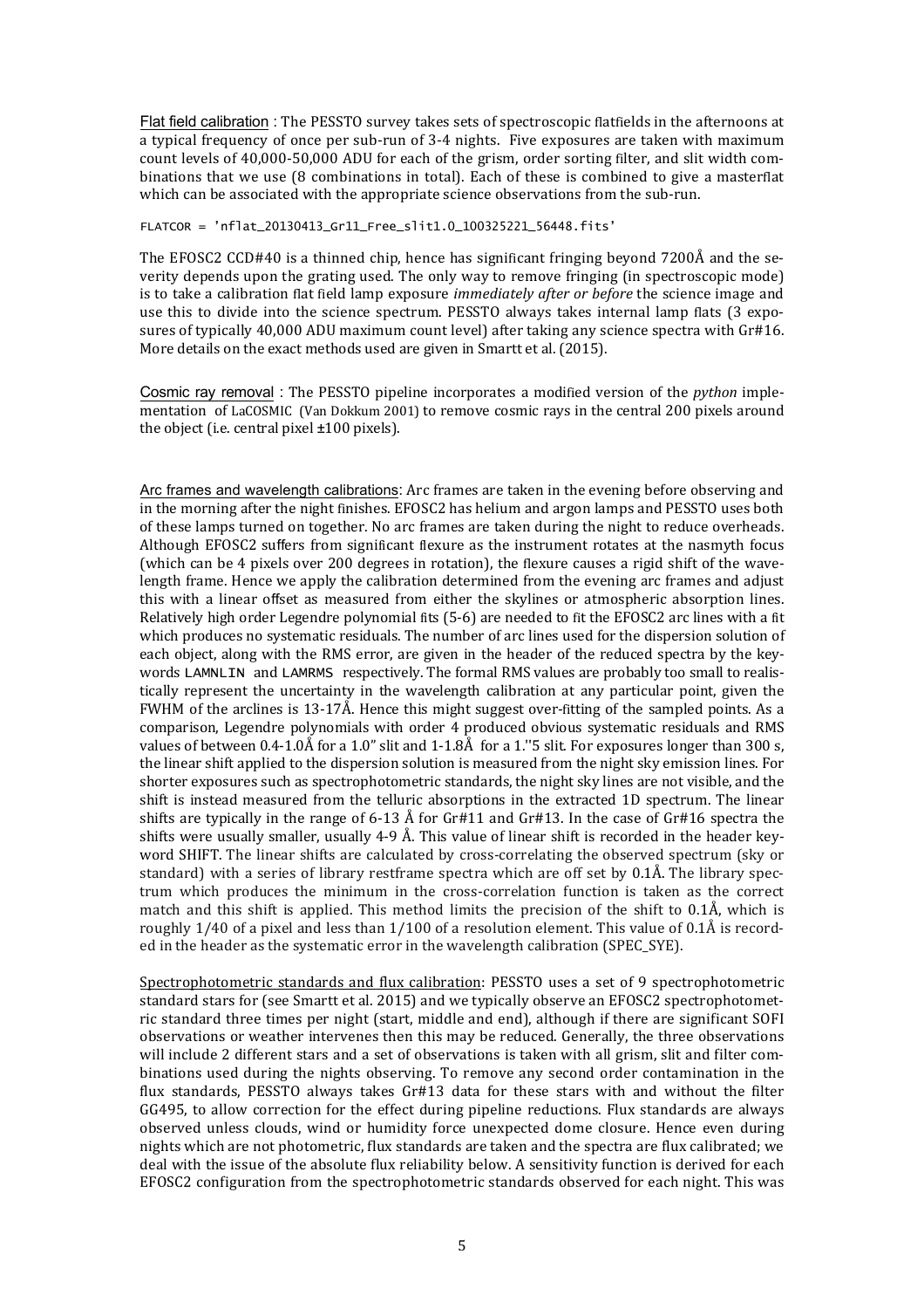Flat field calibration : The PESSTO survey takes sets of spectroscopic flatfields in the afternoons at a typical frequency of once per sub-run of 3-4 nights. Five exposures are taken with maximum count levels of 40,000-50,000 ADU for each of the grism, order sorting filter, and slit width combinations that we use (8 combinations in total). Each of these is combined to give a masterflat which can be associated with the appropriate science observations from the sub-run.

```
FLATCOR = 'nflat_20130413_Gr11_Free_slit1.0_100325221_56448.fits'
```

The EFOSC2 CCD#40 is a thinned chip, hence has significant fringing beyond 7200Å and the severity depends upon the grating used. The only way to remove fringing (in spectroscopic mode) is to take a calibration flat field lamp exposure *immediately after or before* the science image and use this to divide into the science spectrum. PESSTO always takes internal lamp flats (3 exposures of typically 40,000 ADU maximum count level) after taking any science spectra with Gr#16. More details on the exact methods used are given in Smartt et al. (2015).

Cosmic ray removal : The PESSTO pipeline incorporates a modified version of the *python* implementation of LaCOSMIC (Van Dokkum 2001) to remove cosmic rays in the central 200 pixels around the object (i.e. central pixel ±100 pixels).

Arc frames and wavelength calibrations: Arc frames are taken in the evening before observing and in the morning after the night finishes. EFOSC2 has helium and argon lamps and PESSTO uses both of these lamps turned on together. No arc frames are taken during the night to reduce overheads. Although EFOSC2 suffers from significant flexure as the instrument rotates at the nasmyth focus (which can be 4 pixels over 200 degrees in rotation), the flexure causes a rigid shift of the wavelength frame. Hence we apply the calibration determined from the evening arc frames and adjust this with a linear offset as measured from either the skylines or atmospheric absorption lines. Relatively high order Legendre polynomial fits (5-6) are needed to fit the EFOSC2 arc lines with a fit which produces no systematic residuals. The number of arc lines used for the dispersion solution of each object, along with the RMS error, are given in the header of the reduced spectra by the keywords LAMNLIN and LAMRMS respectively. The formal RMS values are probably too small to realistically represent the uncertainty in the wavelength calibration at any particular point, given the FWHM of the arclines is 13-17Å. Hence this might suggest over-fitting of the sampled points. As a comparison, Legendre polynomials with order 4 produced obvious systematic residuals and RMS values of between 0.4-1.0Å for a 1.0" slit and 1-1.8Å for a 1.''5 slit. For exposures longer than 300 s, the linear shift applied to the dispersion solution is measured from the night sky emission lines. For shorter exposures such as spectrophotometric standards, the night sky lines are not visible, and the shift is instead measured from the telluric absorptions in the extracted 1D spectrum. The linear shifts are typically in the range of 6-13 Å for Gr#11 and Gr#13. In the case of Gr#16 spectra the shifts were usually smaller, usually 4-9 Å. This value of linear shift is recorded in the header keyword SHIFT. The linear shifts are calculated by cross-correlating the observed spectrum (sky or standard) with a series of library restframe spectra which are off set by 0.1Å. The library spectrum which produces the minimum in the cross-correlation function is taken as the correct match and this shift is applied. This method limits the precision of the shift to 0.1Å, which is roughly 1/40 of a pixel and less than 1/100 of a resolution element. This value of 0.1Å is recorded in the header as the systematic error in the wavelength calibration (SPEC_SYE).

Spectrophotometric standards and flux calibration: PESSTO uses a set of 9 spectrophotometric standard stars for (see Smartt et al. 2015) and we typically observe an EFOSC2 spectrophotometric standard three times per night (start, middle and end), although if there are significant SOFI observations or weather intervenes then this may be reduced. Generally, the three observations will include 2 different stars and a set of observations is taken with all grism, slit and filter combinations used during the nights observing. To remove any second order contamination in the flux standards, PESSTO always takes Gr#13 data for these stars with and without the filter GG495, to allow correction for the effect during pipeline reductions. Flux standards are always observed unless clouds, wind or humidity force unexpected dome closure. Hence even during nights which are not photometric, flux standards are taken and the spectra are flux calibrated; we deal with the issue of the absolute flux reliability below. A sensitivity function is derived for each EFOSC2 configuration from the spectrophotometric standards observed for each night. This was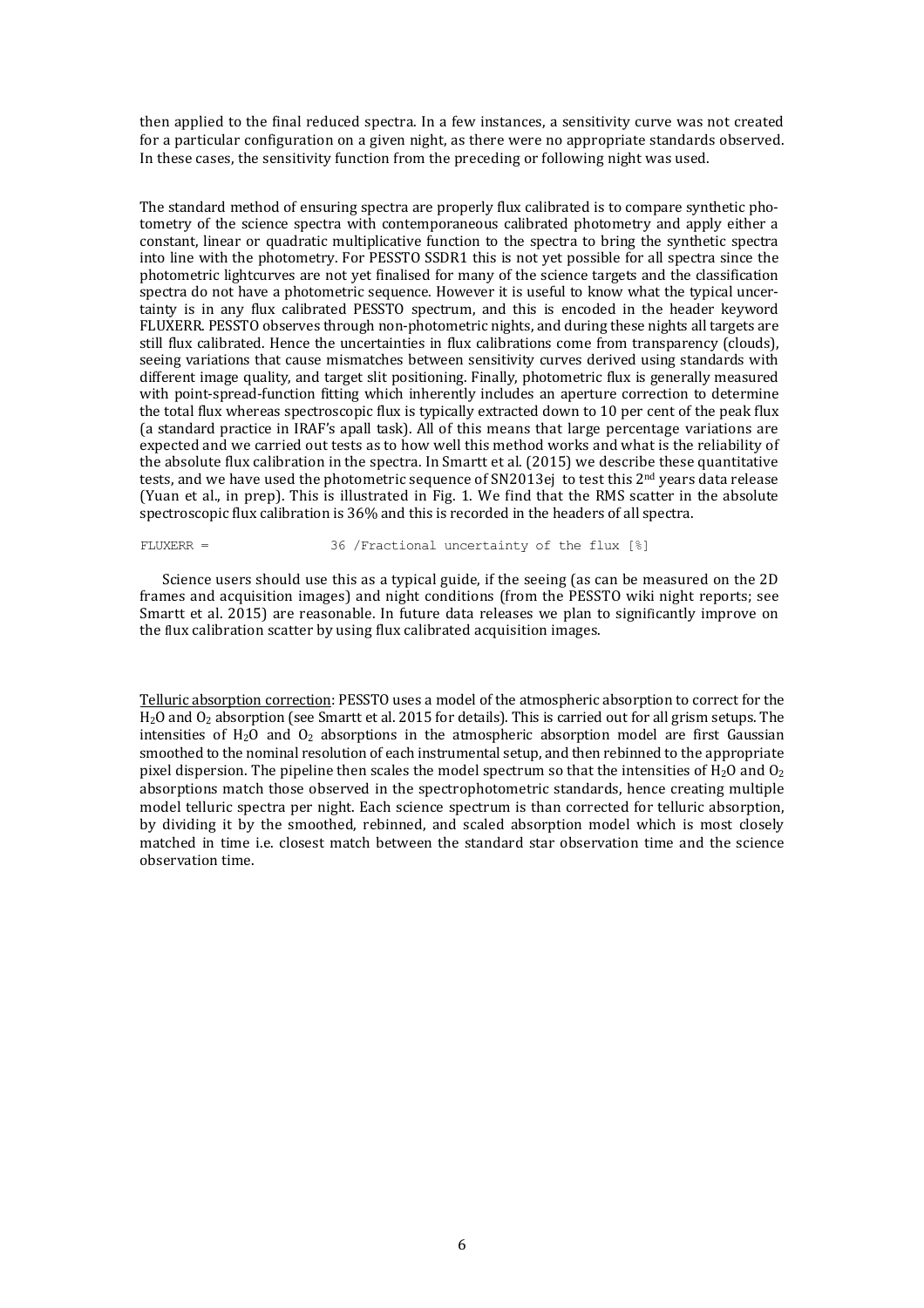then applied to the final reduced spectra. In a few instances, a sensitivity curve was not created for a particular configuration on a given night, as there were no appropriate standards observed. In these cases, the sensitivity function from the preceding or following night was used.

The standard method of ensuring spectra are properly flux calibrated is to compare synthetic photometry of the science spectra with contemporaneous calibrated photometry and apply either a constant, linear or quadratic multiplicative function to the spectra to bring the synthetic spectra into line with the photometry. For PESSTO SSDR1 this is not yet possible for all spectra since the photometric lightcurves are not yet finalised for many of the science targets and the classification spectra do not have a photometric sequence. However it is useful to know what the typical uncertainty is in any flux calibrated PESSTO spectrum, and this is encoded in the header keyword FLUXERR. PESSTO observes through non-photometric nights, and during these nights all targets are still flux calibrated. Hence the uncertainties in flux calibrations come from transparency (clouds), seeing variations that cause mismatches between sensitivity curves derived using standards with different image quality, and target slit positioning. Finally, photometric flux is generally measured with point-spread-function fitting which inherently includes an aperture correction to determine the total flux whereas spectroscopic flux is typically extracted down to 10 per cent of the peak flux (a standard practice in IRAF's apall task). All of this means that large percentage variations are expected and we carried out tests as to how well this method works and what is the reliability of the absolute flux calibration in the spectra. In Smartt et al. (2015) we describe these quantitative tests, and we have used the photometric sequence of SN2013ej to test this 2nd years data release (Yuan et al., in prep). This is illustrated in Fig. 1. We find that the RMS scatter in the absolute spectroscopic flux calibration is 36% and this is recorded in the headers of all spectra.

```
FLUXERR =                36 /Fractional uncertainty of the flux [%]
```

Science users should use this as a typical guide, if the seeing (as can be measured on the 2D frames and acquisition images) and night conditions (from the PESSTO wiki night reports; see Smartt et al. 2015) are reasonable. In future data releases we plan to significantly improve on the flux calibration scatter by using flux calibrated acquisition images.

Telluric absorption correction: PESSTO uses a model of the atmospheric absorption to correct for the $H_2O$ and $O_2$ absorption (see Smartt et al. 2015 for details). This is carried out for all grism setups. The intensities of $H_2O$ and $O_2$ absorptions in the atmospheric absorption model are first Gaussian smoothed to the nominal resolution of each instrumental setup, and then rebinned to the appropriate pixel dispersion. The pipeline then scales the model spectrum so that the intensities of $H_2O$ and $O_2$ absorptions match those observed in the spectrophotometric standards, hence creating multiple model telluric spectra per night. Each science spectrum is than corrected for telluric absorption, by dividing it by the smoothed, rebinned, and scaled absorption model which is most closely matched in time i.e. closest match between the standard star observation time and the science observation time.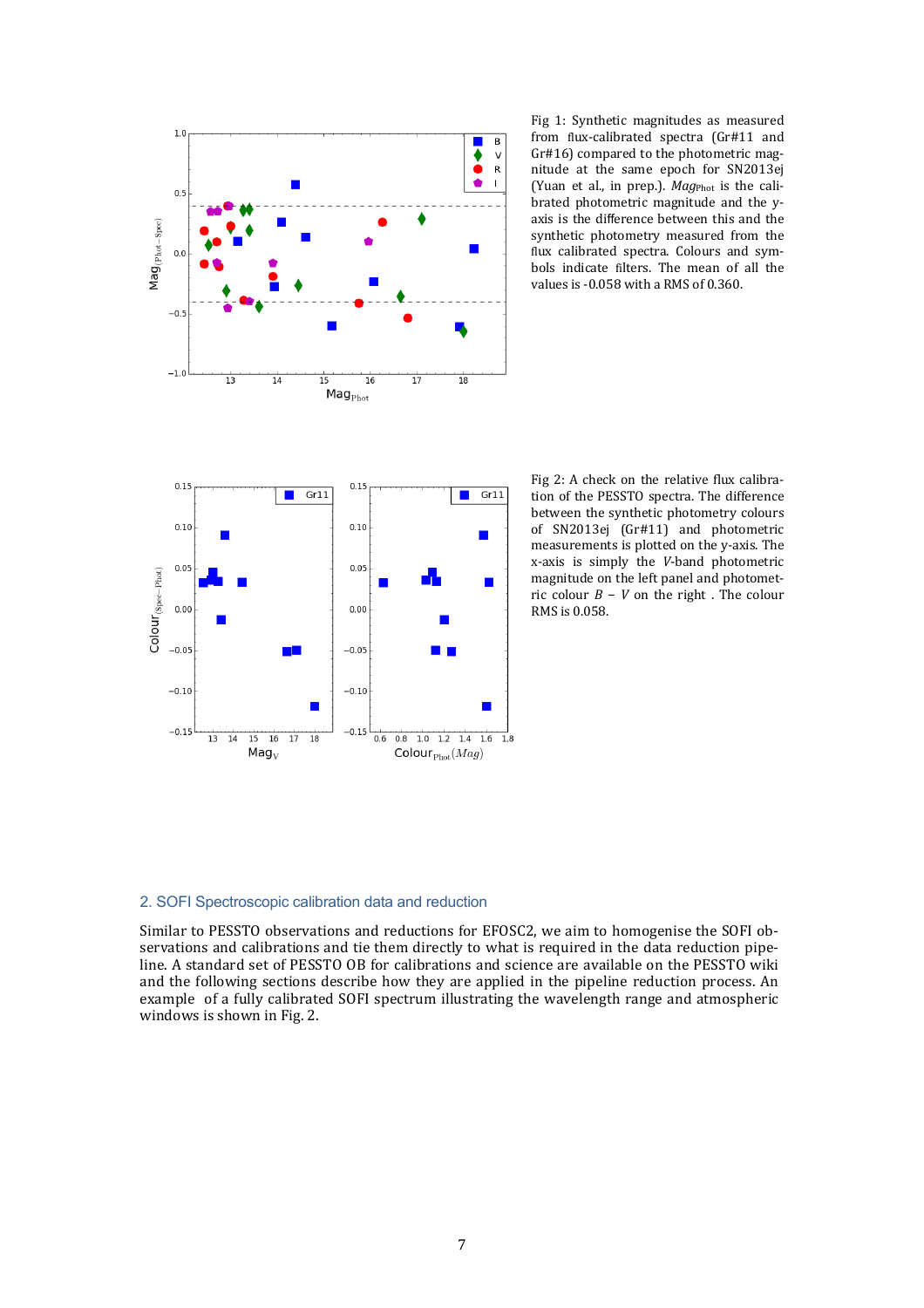Fig 1: Synthetic magnitudes as measured from flux-calibrated spectra (Gr#11 and Gr#16) compared to the photometric magnitude at the same epoch for SN2013ej (Yuan et al., in prep.). $Mag_{Phot}$ is the calibrated photometric magnitude and the y-axis is the difference between this and the synthetic photometry measured from the flux calibrated spectra. Colours and symbols indicate filters. The mean of all the values is -0.058 with a RMS of 0.360.

Fig 2: A check on the relative flux calibration of the PESSTO spectra. The difference between the synthetic photometry colours of SN2013ej (Gr#11) and photometric measurements is plotted on the y-axis. The x-axis is simply the *V*-band photometric magnitude on the left panel and photometric colour $B - V$ on the right . The colour RMS is 0.058.

## 2. SOFI Spectroscopic calibration data and reduction

Similar to PESSTO observations and reductions for EFOSC2, we aim to homogenise the SOFI observations and calibrations and tie them directly to what is required in the data reduction pipeline. A standard set of PESSTO OB for calibrations and science are available on the PESSTO wiki and the following sections describe how they are applied in the pipeline reduction process. An example of a fully calibrated SOFI spectrum illustrating the wavelength range and atmospheric windows is shown in Fig. 2.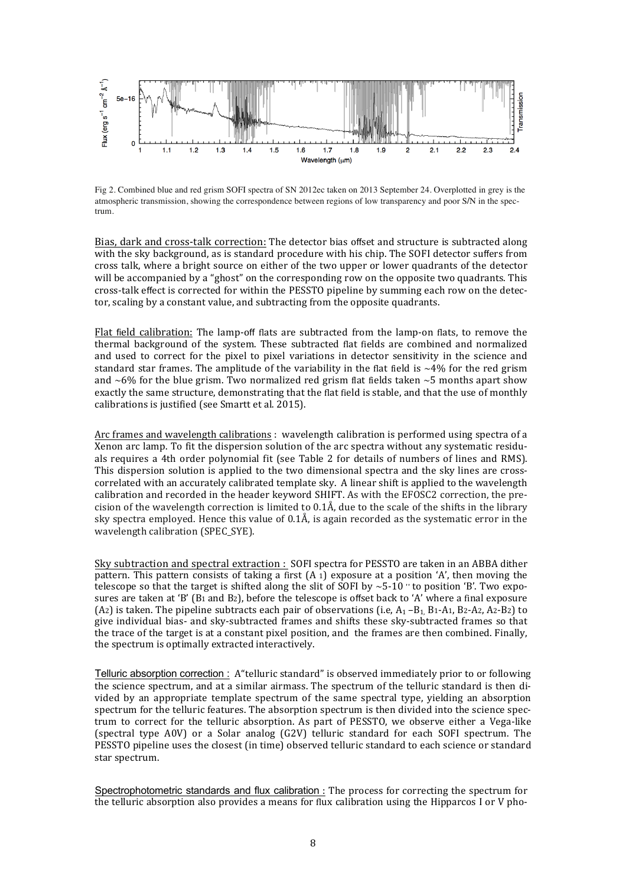Fig 2. Combined blue and red grism SOFI spectra of SN 2012ec taken on 2013 September 24. Overplotted in grey is the atmospheric transmission, showing the correspondence between regions of low transparency and poor S/N in the spectrum.

Bias, dark and cross-talk correction: The detector bias offset and structure is subtracted along with the sky background, as is standard procedure with his chip. The SOFI detector suffers from cross talk, where a bright source on either of the two upper or lower quadrants of the detector will be accompanied by a "ghost" on the corresponding row on the opposite two quadrants. This cross-talk effect is corrected for within the PESSTO pipeline by summing each row on the detector, scaling by a constant value, and subtracting from the opposite quadrants.

Flat field calibration: The lamp-off flats are subtracted from the lamp-on flats, to remove the thermal background of the system. These subtracted flat fields are combined and normalized and used to correct for the pixel to pixel variations in detector sensitivity in the science and standard star frames. The amplitude of the variability in the flat field is ~4% for the red grism and ~6% for the blue grism. Two normalized red grism flat fields taken ~5 months apart show exactly the same structure, demonstrating that the flat field is stable, and that the use of monthly calibrations is justified (see Smartt et al. 2015).

Arc frames and wavelength calibrations : wavelength calibration is performed using spectra of a Xenon arc lamp. To fit the dispersion solution of the arc spectra without any systematic residuals requires a 4th order polynomial fit (see Table 2 for details of numbers of lines and RMS). This dispersion solution is applied to the two dimensional spectra and the sky lines are cross-correlated with an accurately calibrated template sky. A linear shift is applied to the wavelength calibration and recorded in the header keyword SHIFT. As with the EFOSC2 correction, the precision of the wavelength correction is limited to 0.1Å, due to the scale of the shifts in the library sky spectra employed. Hence this value of 0.1Å, is again recorded as the systematic error in the wavelength calibration (SPEC_SYE).

Sky subtraction and spectral extraction : SOFI spectra for PESSTO are taken in an ABBA dither pattern. This pattern consists of taking a first ($A_1$) exposure at a position 'A', then moving the telescope so that the target is shifted along the slit of SOFI by ~5-10 '' to position 'B'. Two exposures are taken at 'B' ($B_1$ and $B_2$), before the telescope is offset back to 'A' where a final exposure ($A_2$) is taken. The pipeline subtracts each pair of observations (i.e, $A_1-B_1$, $B_1-A_1$, $B_2-A_2$, $A_2-B_2$) to give individual bias- and sky-subtracted frames and shifts these sky-subtracted frames so that the trace of the target is at a constant pixel position, and the frames are then combined. Finally, the spectrum is optimally extracted interactively.

Telluric absorption correction : A"telluric standard" is observed immediately prior to or following the science spectrum, and at a similar airmass. The spectrum of the telluric standard is then divided by an appropriate template spectrum of the same spectral type, yielding an absorption spectrum for the telluric features. The absorption spectrum is then divided into the science spectrum to correct for the telluric absorption. As part of PESSTO, we observe either a Vega-like (spectral type A0V) or a Solar analog (G2V) telluric standard for each SOFI spectrum. The PESSTO pipeline uses the closest (in time) observed telluric standard to each science or standard star spectrum.

Spectrophotometric standards and flux calibration : The process for correcting the spectrum for the telluric absorption also provides a means for flux calibration using the Hipparcos I or V pho-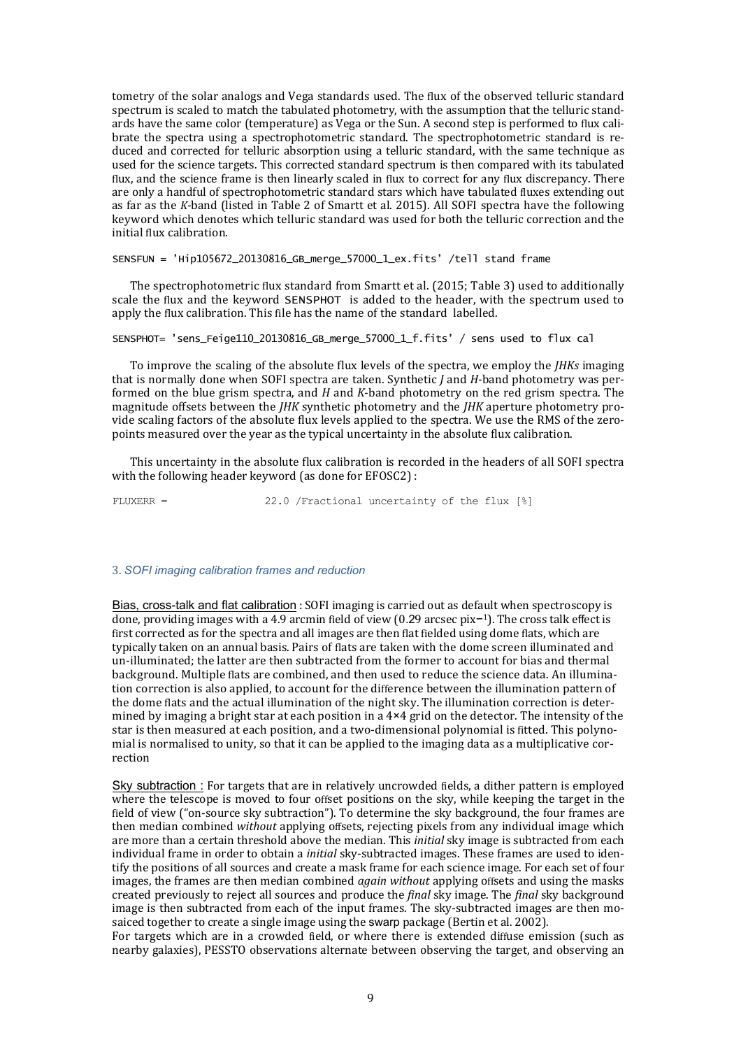tometry of the solar analogs and Vega standards used. The flux of the observed telluric standard spectrum is scaled to match the tabulated photometry, with the assumption that the telluric standards have the same color (temperature) as Vega or the Sun. A second step is performed to flux calibrate the spectra using a spectrophotometric standard. The spectrophotometric standard is reduced and corrected for telluric absorption using a telluric standard, with the same technique as used for the science targets. This corrected standard spectrum is then compared with its tabulated flux, and the science frame is then linearly scaled in flux to correct for any flux discrepancy. There are only a handful of spectrophotometric standard stars which have tabulated fluxes extending out as far as the *K*-band (listed in Table 2 of Smartt et al. 2015). All SOFI spectra have the following keyword which denotes which telluric standard was used for both the telluric correction and the initial flux calibration.

```
SENSFUN = 'Hip105672_20130816_GB_merge_57000_1_ex.fits' /tell stand frame
```

The spectrophotometric flux standard from Smartt et al. (2015; Table 3) used to additionally scale the flux and the keyword SENSPHOT is added to the header, with the spectrum used to apply the flux calibration. This file has the name of the standard labelled.

```
SENSPHOT= 'sens_Feige110_20130816_GB_merge_57000_1_f.fits' / sens used to flux cal
```

To improve the scaling of the absolute flux levels of the spectra, we employ the *JHKs* imaging that is normally done when SOFI spectra are taken. Synthetic *J* and *H*-band photometry was performed on the blue grism spectra, and *H* and *K*-band photometry on the red grism spectra. The magnitude offsets between the *JHK* synthetic photometry and the *JHK* aperture photometry provide scaling factors of the absolute flux levels applied to the spectra. We use the RMS of the zeropoints measured over the year as the typical uncertainty in the absolute flux calibration.

This uncertainty in the absolute flux calibration is recorded in the headers of all SOFI spectra with the following header keyword (as done for EFOSC2) :

```
FLUXERR =                22.0 /Fractional uncertainty of the flux [%]
```

### 3. *SOFI imaging calibration frames and reduction*

Bias, cross-talk and flat calibration : SOFI imaging is carried out as default when spectroscopy is done, providing images with a 4.9 arcmin field of view (0.29 arcsec pix$^{-1}$). The cross talk effect is first corrected as for the spectra and all images are then flat fielded using dome flats, which are typically taken on an annual basis. Pairs of flats are taken with the dome screen illuminated and un-illuminated; the latter are then subtracted from the former to account for bias and thermal background. Multiple flats are combined, and then used to reduce the science data. An illumination correction is also applied, to account for the difference between the illumination pattern of the dome flats and the actual illumination of the night sky. The illumination correction is determined by imaging a bright star at each position in a 4×4 grid on the detector. The intensity of the star is then measured at each position, and a two-dimensional polynomial is fitted. This polynomial is normalised to unity, so that it can be applied to the imaging data as a multiplicative correction

Sky subtraction : For targets that are in relatively uncrowded fields, a dither pattern is employed where the telescope is moved to four offset positions on the sky, while keeping the target in the field of view ("on-source sky subtraction"). To determine the sky background, the four frames are then median combined *without* applying offsets, rejecting pixels from any individual image which are more than a certain threshold above the median. This *initial* sky image is subtracted from each individual frame in order to obtain a *initial* sky-subtracted images. These frames are used to identify the positions of all sources and create a mask frame for each science image. For each set of four images, the frames are then median combined *again without* applying offsets and using the masks created previously to reject all sources and produce the *final* sky image. The *final* sky background image is then subtracted from each of the input frames. The sky-subtracted images are then mosaiced together to create a single image using the swarp package (Bertin et al. 2002).

For targets which are in a crowded field, or where there is extended diffuse emission (such as nearby galaxies), PESSTO observations alternate between observing the target, and observing an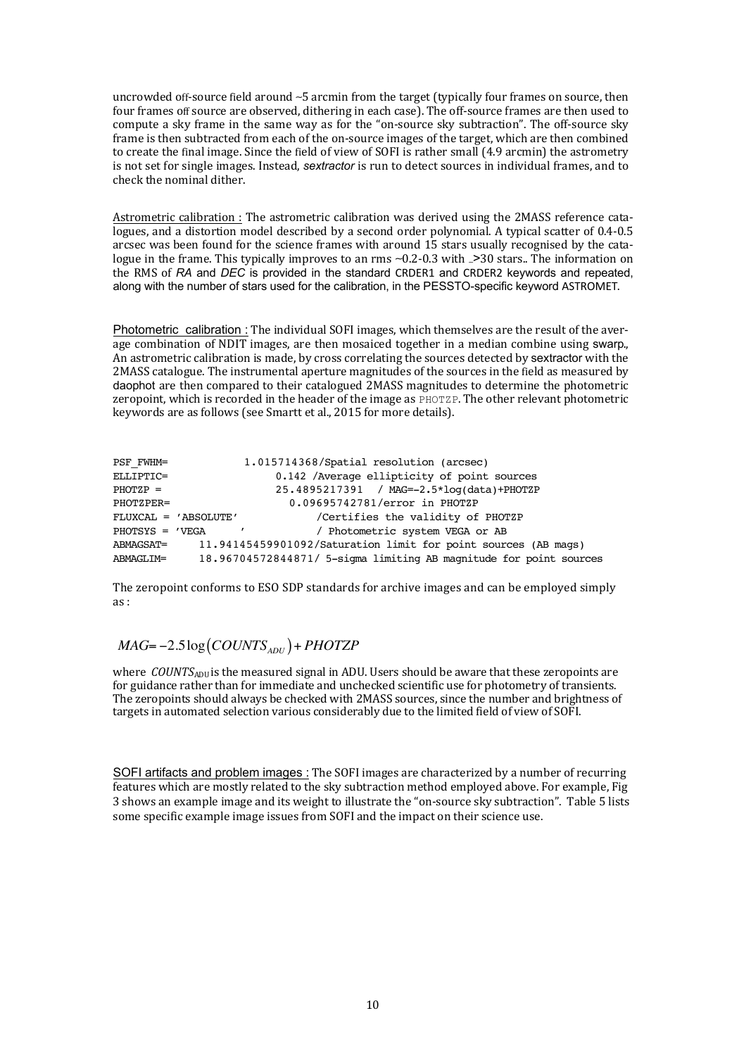uncrowded off-source field around ~5 arcmin from the target (typically four frames on source, then four frames off source are observed, dithering in each case). The off-source frames are then used to compute a sky frame in the same way as for the "on-source sky subtraction". The off-source sky frame is then subtracted from each of the on-source images of the target, which are then combined to create the final image. Since the field of view of SOFI is rather small (4.9 arcmin) the astrometry is not set for single images. Instead, *sextractor* is run to detect sources in individual frames, and to check the nominal dither.

Astrometric calibration : The astrometric calibration was derived using the 2MASS reference catalogues, and a distortion model described by a second order polynomial. A typical scatter of 0.4-0.5 arcsec was been found for the science frames with around 15 stars usually recognised by the catalogue in the frame. This typically improves to an rms ~0.2-0.3 with >30 stars.. The information on the RMS of *RA* and *DEC* is provided in the standard CRDER1 and CRDER2 keywords and repeated, along with the number of stars used for the calibration, in the PESSTO-specific keyword ASTROMET.

Photometric calibration : The individual SOFI images, which themselves are the result of the average combination of NDIT images, are then mosaiced together in a median combine using swarp., An astrometric calibration is made, by cross correlating the sources detected by sextractor with the 2MASS catalogue. The instrumental aperture magnitudes of the sources in the field as measured by daophot are then compared to their catalogued 2MASS magnitudes to determine the photometric zeropoint, which is recorded in the header of the image as PHOTZP. The other relevant photometric keywords are as follows (see Smartt et al., 2015 for more details).

```
PSF_FWHM=            1.015714368/Spatial resolution (arcsec)
ELLIPTIC=                 0.142 /Average ellipticity of point sources
PHOTZP =                  25.4895217391  / MAG=-2.5*log(data)+PHOTZP
PHOTZPER=                   0.09695742781/error in PHOTZP
FLUXCAL = 'ABSOLUTE'             /Certifies the validity of PHOTZP
PHOTSYS = 'VEGA     '            / Photometric system VEGA or AB
ABMAGSAT=     11.94145459901092/Saturation limit for point sources (AB mags)
ABMAGLIM=     18.96704572844871/ 5-sigma limiting AB magnitude for point sources
```

The zeropoint conforms to ESO SDP standards for archive images and can be employed simply as :

$$MAG = -2.5\log\left(COUNTS_{ADU}\right) + PHOTZP$$

where $COUNTS_{ADU}$ is the measured signal in ADU. Users should be aware that these zeropoints are for guidance rather than for immediate and unchecked scientific use for photometry of transients. The zeropoints should always be checked with 2MASS sources, since the number and brightness of targets in automated selection various considerably due to the limited field of view of SOFI.

SOFI artifacts and problem images : The SOFI images are characterized by a number of recurring features which are mostly related to the sky subtraction method employed above. For example, Fig 3 shows an example image and its weight to illustrate the "on-source sky subtraction". Table 5 lists some specific example image issues from SOFI and the impact on their science use.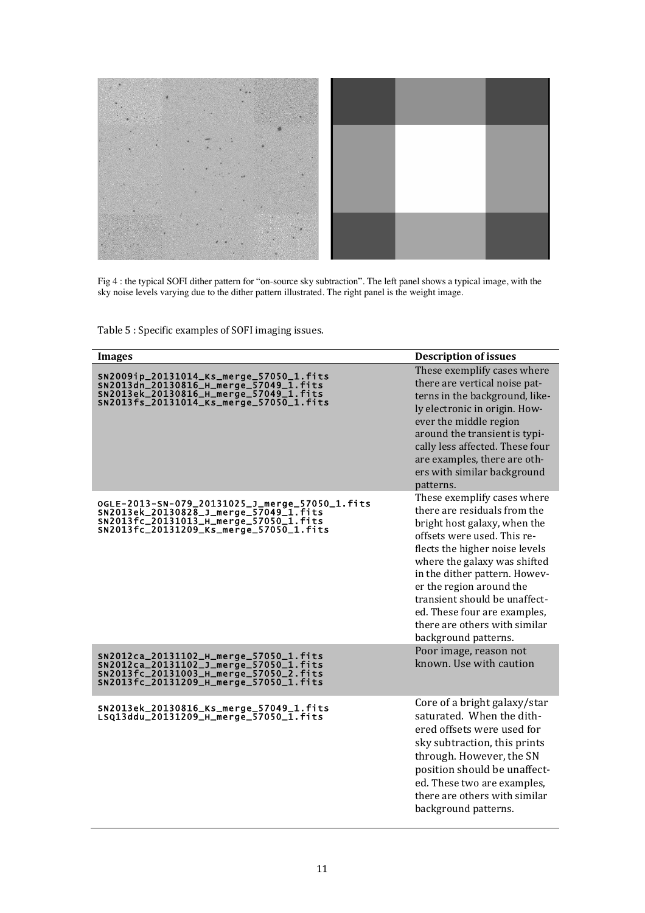Fig 4 : the typical SOFI dither pattern for "on-source sky subtraction". The left panel shows a typical image, with the sky noise levels varying due to the dither pattern illustrated. The right panel is the weight image.

Table 5 : Specific examples of SOFI imaging issues.

| Images | Description of issues |
|---|---|
| SN2009ip_20131014_Ks_merge_57050_1.fits<br>SN2013dn_20130816_H_merge_57049_1.fits<br>SN2013ek_20130816_H_merge_57049_1.fits<br>SN2013fs_20131014_Ks_merge_57050_1.fits | These exemplify cases where there are vertical noise patterns in the background, likely electronic in origin. However the middle region around the transient is typically less affected. These four are examples, there are others with similar background patterns. |
| OGLE-2013-SN-079_20131025_J_merge_57050_1.fits<br>SN2013ek_20130828_J_merge_57049_1.fits<br>SN2013fc_20131013_H_merge_57050_1.fits<br>SN2013fc_20131209_Ks_merge_57050_1.fits | These exemplify cases where there are residuals from the bright host galaxy, when the offsets were used. This reflects the higher noise levels where the galaxy was shifted in the dither pattern. However the region around the transient should be unaffected. These four are examples, there are others with similar background patterns. |
| SN2012ca_20131102_H_merge_57050_1.fits<br>SN2012ca_20131102_J_merge_57050_1.fits<br>SN2013fc_20131003_H_merge_57050_2.fits<br>SN2013fc_20131209_H_merge_57050_1.fits | Poor image, reason not known. Use with caution |
| SN2013ek_20130816_Ks_merge_57049_1.fits<br>LSQ13ddu_20131209_H_merge_57050_1.fits | Core of a bright galaxy/star saturated. When the dithered offsets were used for sky subtraction, this prints through. However, the SN position should be unaffected. These two are examples, there are others with similar background patterns. |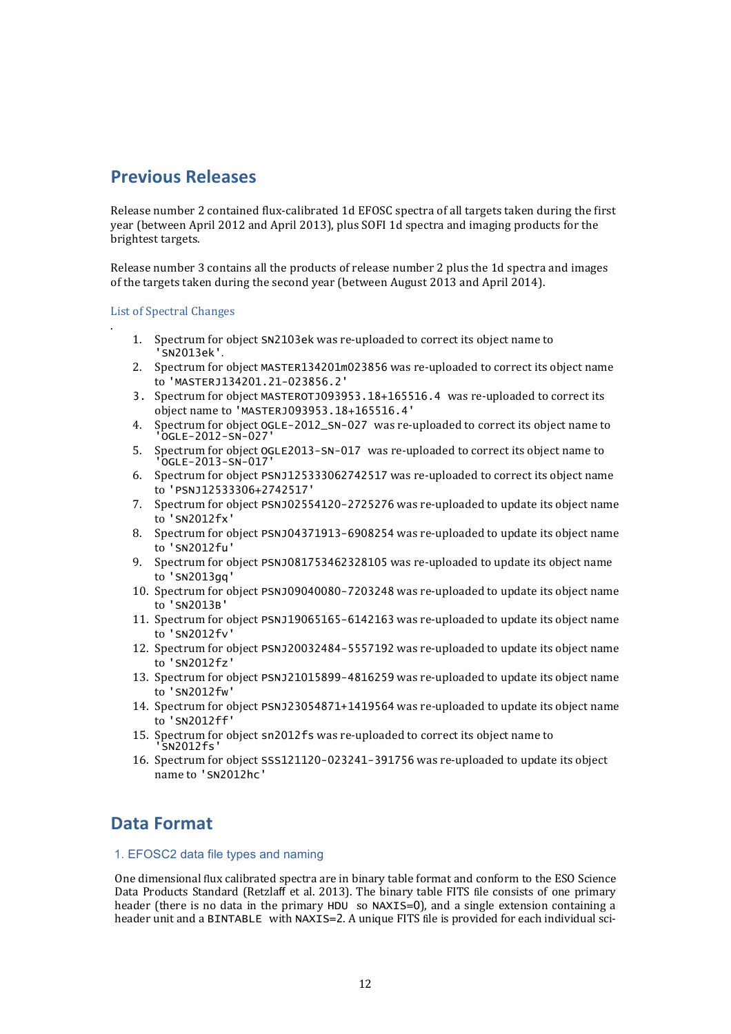## Previous Releases

Release number 2 contained flux-calibrated 1d EFOSC spectra of all targets taken during the first year (between April 2012 and April 2013), plus SOFI 1d spectra and imaging products for the brightest targets.

Release number 3 contains all the products of release number 2 plus the 1d spectra and images of the targets taken during the second year (between August 2013 and April 2014).

### List of Spectral Changes

.

1. Spectrum for object SN2103ek was re-uploaded to correct its object name to 'SN2013ek'.
2. Spectrum for object MASTER134201m023856 was re-uploaded to correct its object name to 'MASTERJ134201.21-023856.2'
3. Spectrum for object MASTEROTJ093953.18+165516.4 was re-uploaded to correct its object name to 'MASTERJ093953.18+165516.4'
4. Spectrum for object OGLE-2012_SN-027 was re-uploaded to correct its object name to 'OGLE-2012-SN-027'
5. Spectrum for object OGLE2013-SN-017 was re-uploaded to correct its object name to 'OGLE-2013-SN-017'
6. Spectrum for object PSNJ125333062742517 was re-uploaded to correct its object name to 'PSNJ12533306+2742517'
7. Spectrum for object PSNJ02554120-2725276 was re-uploaded to update its object name to 'SN2012fx'
8. Spectrum for object PSNJ04371913-6908254 was re-uploaded to update its object name to 'SN2012fu'
9. Spectrum for object PSNJ081753462328105 was re-uploaded to update its object name to 'SN2013gq'
10. Spectrum for object PSNJ09040080-7203248 was re-uploaded to update its object name to 'SN2013B'
11. Spectrum for object PSNJ19065165-6142163 was re-uploaded to update its object name to 'SN2012fv'
12. Spectrum for object PSNJ20032484-5557192 was re-uploaded to update its object name to 'SN2012fz'
13. Spectrum for object PSNJ21015899-4816259 was re-uploaded to update its object name to 'SN2012fw'
14. Spectrum for object PSNJ23054871+1419564 was re-uploaded to update its object name to 'SN2012ff'
15. Spectrum for object sn2012fs was re-uploaded to correct its object name to 'SN2012fs'
16. Spectrum for object SSS121120-023241-391756 was re-uploaded to update its object name to 'SN2012hc'

## Data Format

### 1. EFOSC2 data file types and naming

One dimensional flux calibrated spectra are in binary table format and conform to the ESO Science Data Products Standard (Retzlaff et al. 2013). The binary table FITS file consists of one primary header (there is no data in the primary HDU so NAXIS=0), and a single extension containing a header unit and a BINTABLE with NAXIS=2. A unique FITS file is provided for each individual sci-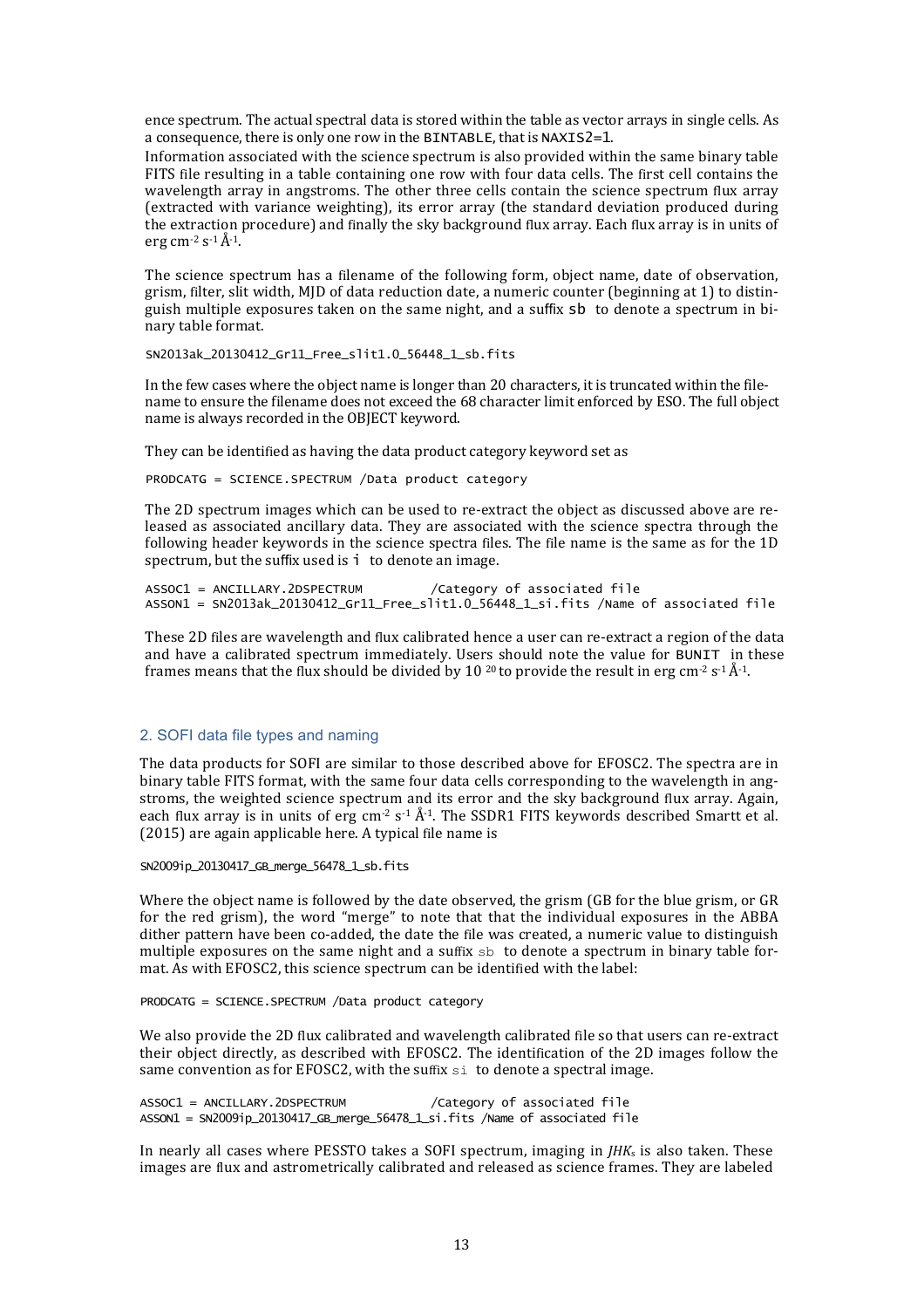ence spectrum. The actual spectral data is stored within the table as vector arrays in single cells. As a consequence, there is only one row in the BINTABLE, that is NAXIS2=1.

Information associated with the science spectrum is also provided within the same binary table FITS file resulting in a table containing one row with four data cells. The first cell contains the wavelength array in angstroms. The other three cells contain the science spectrum flux array (extracted with variance weighting), its error array (the standard deviation produced during the extraction procedure) and finally the sky background flux array. Each flux array is in units of erg $cm^{-2}$ $s^{-1}$ $Å^{-1}$.

The science spectrum has a filename of the following form, object name, date of observation, grism, filter, slit width, MJD of data reduction date, a numeric counter (beginning at 1) to distinguish multiple exposures taken on the same night, and a suffix sb to denote a spectrum in binary table format.

```
SN2013ak_20130412_Gr11_Free_slit1.0_56448_1_sb.fits
```

In the few cases where the object name is longer than 20 characters, it is truncated within the filename to ensure the filename does not exceed the 68 character limit enforced by ESO. The full object name is always recorded in the OBJECT keyword.

They can be identified as having the data product category keyword set as

```
PRODCATG = SCIENCE.SPECTRUM /Data product category
```

The 2D spectrum images which can be used to re-extract the object as discussed above are released as associated ancillary data. They are associated with the science spectra through the following header keywords in the science spectra files. The file name is the same as for the 1D spectrum, but the suffix used is i to denote an image.

```
ASSOC1 = ANCILLARY.2DSPECTRUM         /Category of associated file
ASSON1 = SN2013ak_20130412_Gr11_Free_slit1.0_56448_1_si.fits /Name of associated file
```

These 2D files are wavelength and flux calibrated hence a user can re-extract a region of the data and have a calibrated spectrum immediately. Users should note the value for BUNIT in these frames means that the flux should be divided by $10^{20}$ to provide the result in erg $cm^{-2}$ $s^{-1}$ $Å^{-1}$.

## 2. SOFI data file types and naming

The data products for SOFI are similar to those described above for EFOSC2. The spectra are in binary table FITS format, with the same four data cells corresponding to the wavelength in angstroms, the weighted science spectrum and its error and the sky background flux array. Again, each flux array is in units of erg $cm^{-2}$ $s^{-1}$ $Å^{-1}$. The SSDR1 FITS keywords described Smartt et al. (2015) are again applicable here. A typical file name is

```
SN2009ip_20130417_GB_merge_56478_1_sb.fits
```

Where the object name is followed by the date observed, the grism (GB for the blue grism, or GR for the red grism), the word "merge" to note that that the individual exposures in the ABBA dither pattern have been co-added, the date the file was created, a numeric value to distinguish multiple exposures on the same night and a suffix sb to denote a spectrum in binary table format. As with EFOSC2, this science spectrum can be identified with the label:

```
PRODCATG = SCIENCE.SPECTRUM /Data product category
```

We also provide the 2D flux calibrated and wavelength calibrated file so that users can re-extract their object directly, as described with EFOSC2. The identification of the 2D images follow the same convention as for EFOSC2, with the suffix si to denote a spectral image.

```
ASSOC1 = ANCILLARY.2DSPECTRUM         /Category of associated file
ASSON1 = SN2009ip_20130417_GB_merge_56478_1_si.fits /Name of associated file
```

In nearly all cases where PESSTO takes a SOFI spectrum, imaging in $JHK_s$ is also taken. These images are flux and astrometrically calibrated and released as science frames. They are labeled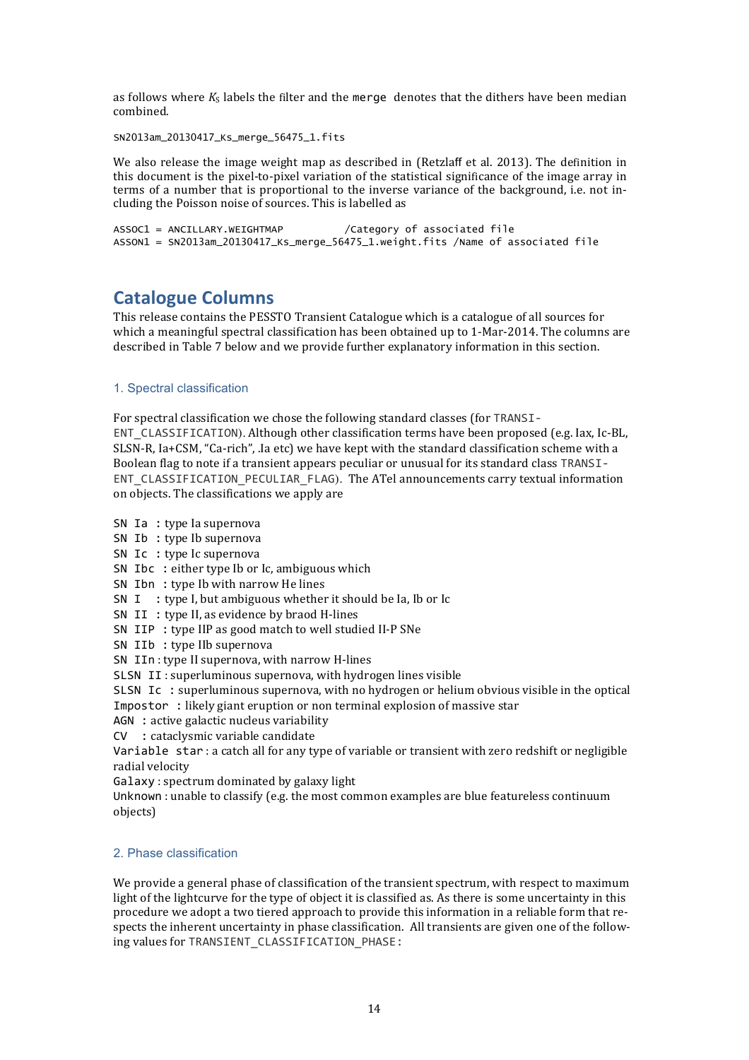as follows where $K_S$ labels the filter and the `merge` denotes that the dithers have been median combined.

```
SN2013am_20130417_Ks_merge_56475_1.fits
```

We also release the image weight map as described in (Retzlaff et al. 2013). The definition in this document is the pixel-to-pixel variation of the statistical significance of the image array in terms of a number that is proportional to the inverse variance of the background, i.e. not including the Poisson noise of sources. This is labelled as

```
ASSOC1 = ANCILLARY.WEIGHTMAP          /Category of associated file
ASSON1 = SN2013am_20130417_Ks_merge_56475_1.weight.fits /Name of associated file
```

## Catalogue Columns

This release contains the PESSTO Transient Catalogue which is a catalogue of all sources for which a meaningful spectral classification has been obtained up to 1-Mar-2014. The columns are described in Table 7 below and we provide further explanatory information in this section.

### 1. Spectral classification

For spectral classification we chose the following standard classes (for TRANSIENT_CLASSIFICATION). Although other classification terms have been proposed (e.g. Iax, Ic-BL, SLSN-R, Ia+CSM, "Ca-rich", .Ia etc) we have kept with the standard classification scheme with a Boolean flag to note if a transient appears peculiar or unusual for its standard class TRANSIENT_CLASSIFICATION_PECULIAR_FLAG). The ATel announcements carry textual information on objects. The classifications we apply are

SN Ia : type Ia supernova
SN Ib : type Ib supernova
SN Ic : type Ic supernova
SN Ibc : either type Ib or Ic, ambiguous which
SN Ibn : type Ib with narrow He lines
SN I : type I, but ambiguous whether it should be Ia, Ib or Ic
SN II : type II, as evidence by braod H-lines
SN IIP : type IIP as good match to well studied II-P SNe
SN IIb : type IIb supernova
SN IIn : type II supernova, with narrow H-lines
SLSN II : superluminous supernova, with hydrogen lines visible
SLSN Ic : superluminous supernova, with no hydrogen or helium obvious visible in the optical
Impostor : likely giant eruption or non terminal explosion of massive star
AGN : active galactic nucleus variability
CV : cataclysmic variable candidate
Variable star : a catch all for any type of variable or transient with zero redshift or negligible radial velocity
Galaxy : spectrum dominated by galaxy light
Unknown : unable to classify (e.g. the most common examples are blue featureless continuum objects)

### 2. Phase classification

We provide a general phase of classification of the transient spectrum, with respect to maximum light of the lightcurve for the type of object it is classified as. As there is some uncertainty in this procedure we adopt a two tiered approach to provide this information in a reliable form that respects the inherent uncertainty in phase classification. All transients are given one of the following values for TRANSIENT_CLASSIFICATION_PHASE: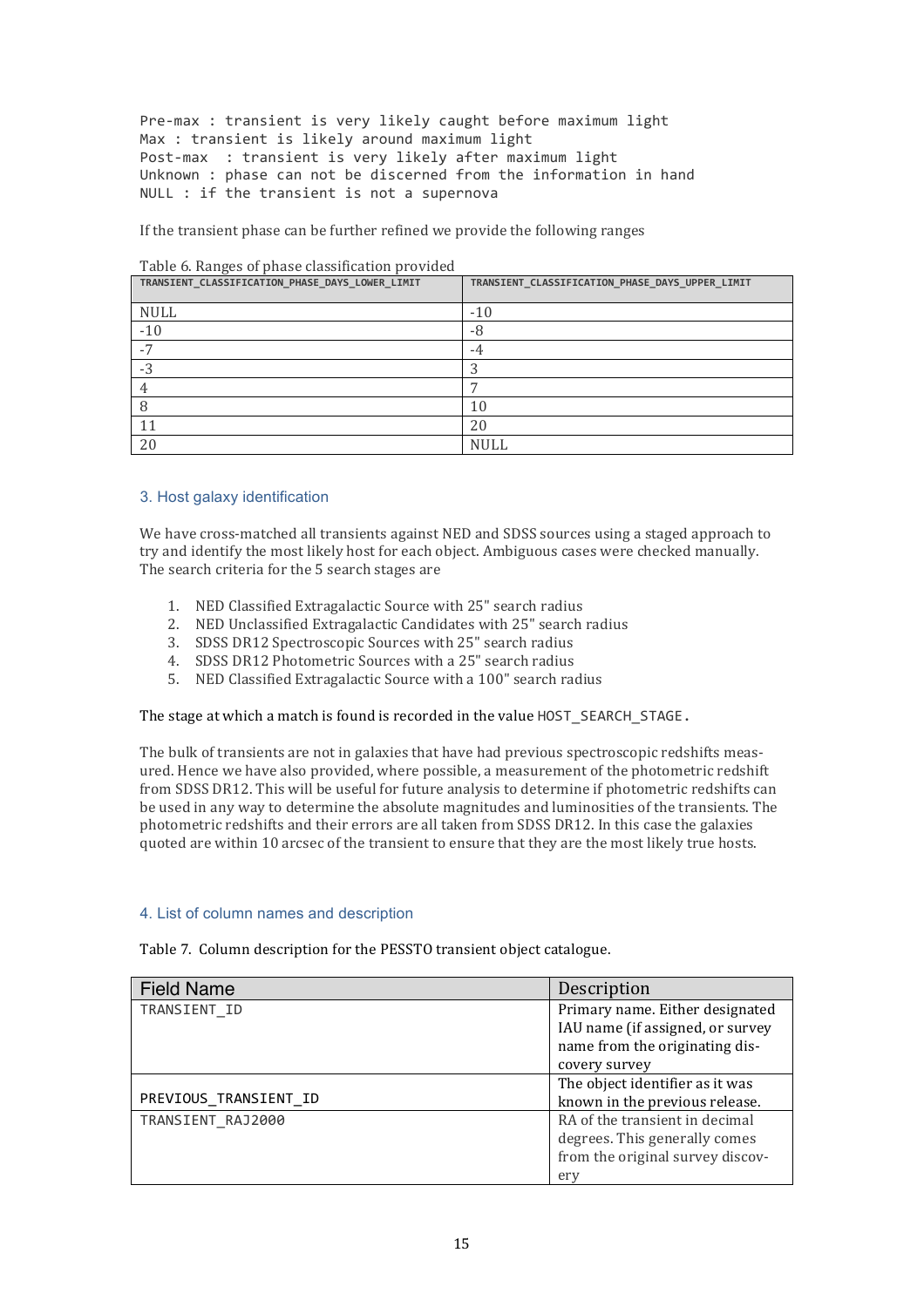```
Pre-max : transient is very likely caught before maximum light
Max : transient is likely around maximum light
Post-max  : transient is very likely after maximum light
Unknown : phase can not be discerned from the information in hand
NULL : if the transient is not a supernova
```

If the transient phase can be further refined we provide the following ranges

Table 6. Ranges of phase classification provided

| TRANSIENT_CLASSIFICATION_PHASE_DAYS_LOWER_LIMIT | TRANSIENT_CLASSIFICATION_PHASE_DAYS_UPPER_LIMIT |
|---|---|
| NULL | -10 |
| -10 | -8 |
| -7 | -4 |
| -3 | 3 |
| 4 | 7 |
| 8 | 10 |
| 11 | 20 |
| 20 | NULL |

## 3. Host galaxy identification

We have cross-matched all transients against NED and SDSS sources using a staged approach to try and identify the most likely host for each object. Ambiguous cases were checked manually. The search criteria for the 5 search stages are

1. NED Classified Extragalactic Source with 25" search radius
2. NED Unclassified Extragalactic Candidates with 25" search radius
3. SDSS DR12 Spectroscopic Sources with 25" search radius
4. SDSS DR12 Photometric Sources with a 25" search radius
5. NED Classified Extragalactic Source with a 100" search radius

The stage at which a match is found is recorded in the value `HOST_SEARCH_STAGE`.

The bulk of transients are not in galaxies that have had previous spectroscopic redshifts measured. Hence we have also provided, where possible, a measurement of the photometric redshift from SDSS DR12. This will be useful for future analysis to determine if photometric redshifts can be used in any way to determine the absolute magnitudes and luminosities of the transients. The photometric redshifts and their errors are all taken from SDSS DR12. In this case the galaxies quoted are within 10 arcsec of the transient to ensure that they are the most likely true hosts.

## 4. List of column names and description

Table 7. Column description for the PESSTO transient object catalogue.

| Field Name | Description |
|---|---|
| TRANSIENT_ID | Primary name. Either designated IAU name (if assigned, or survey name from the originating discovery survey |
| PREVIOUS_TRANSIENT_ID | The object identifier as it was known in the previous release. |
| TRANSIENT_RAJ2000 | RA of the transient in decimal degrees. This generally comes from the original survey discovery |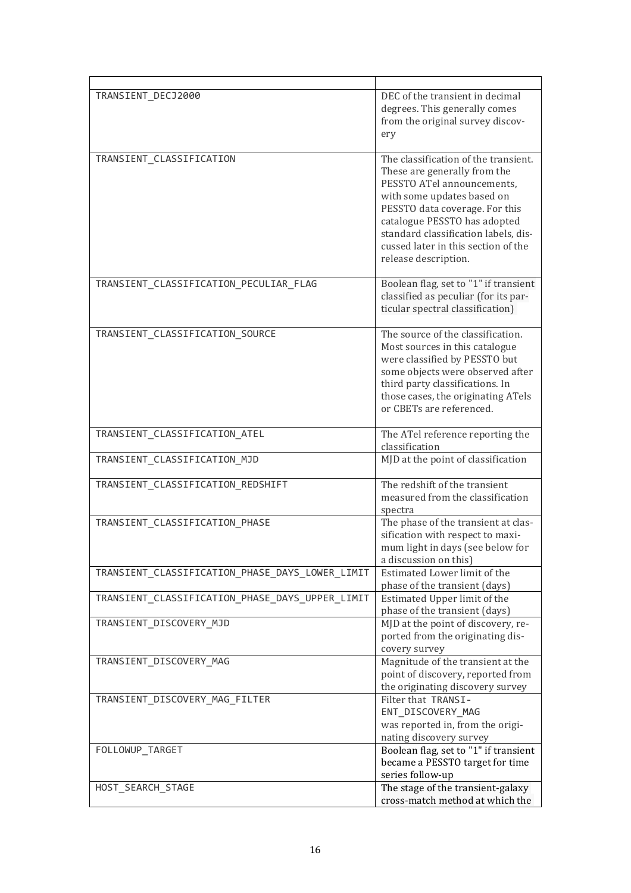| | |
|---|---|
| TRANSIENT_DECJ2000 | DEC of the transient in decimal degrees. This generally comes from the original survey discovery |
| TRANSIENT_CLASSIFICATION | The classification of the transient. These are generally from the PESSTO ATel announcements, with some updates based on PESSTO data coverage. For this catalogue PESSTO has adopted standard classification labels, discussed later in this section of the release description. |
| TRANSIENT_CLASSIFICATION_PECULIAR_FLAG | Boolean flag, set to "1" if transient classified as peculiar (for its particular spectral classification) |
| TRANSIENT_CLASSIFICATION_SOURCE | The source of the classification. Most sources in this catalogue were classified by PESSTO but some objects were observed after third party classifications. In those cases, the originating ATels or CBETs are referenced. |
| TRANSIENT_CLASSIFICATION_ATEL | The ATel reference reporting the classification |
| TRANSIENT_CLASSIFICATION_MJD | MJD at the point of classification |
| TRANSIENT_CLASSIFICATION_REDSHIFT | The redshift of the transient measured from the classification spectra |
| TRANSIENT_CLASSIFICATION_PHASE | The phase of the transient at classification with respect to maximum light in days (see below for a discussion on this) |
| TRANSIENT_CLASSIFICATION_PHASE_DAYS_LOWER_LIMIT | Estimated Lower limit of the phase of the transient (days) |
| TRANSIENT_CLASSIFICATION_PHASE_DAYS_UPPER_LIMIT | Estimated Upper limit of the phase of the transient (days) |
| TRANSIENT_DISCOVERY_MJD | MJD at the point of discovery, reported from the originating discovery survey |
| TRANSIENT_DISCOVERY_MAG | Magnitude of the transient at the point of discovery, reported from the originating discovery survey |
| TRANSIENT_DISCOVERY_MAG_FILTER | Filter that TRANSIENT_DISCOVERY_MAG was reported in, from the originating discovery survey |
| FOLLOWUP_TARGET | Boolean flag, set to "1" if transient became a PESSTO target for time series follow-up |
| HOST_SEARCH_STAGE | The stage of the transient-galaxy cross-match method at which the |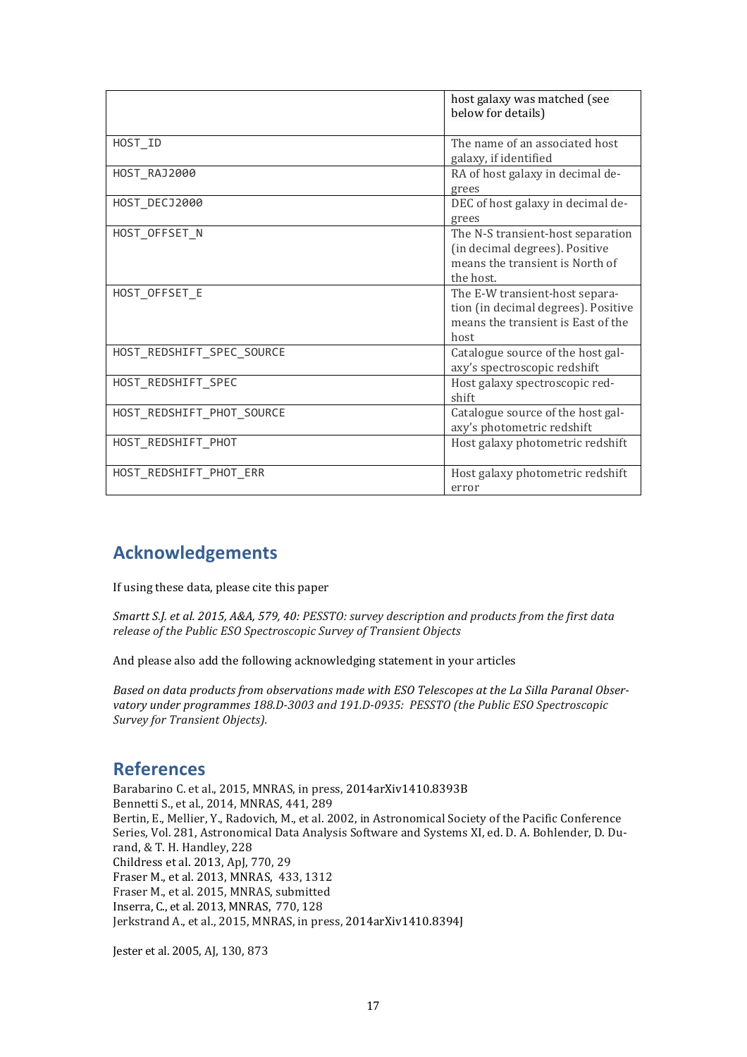| | |
|---|---|
| | host galaxy was matched (see below for details) |
| HOST_ID | The name of an associated host galaxy, if identified |
| HOST_RAJ2000 | RA of host galaxy in decimal degrees |
| HOST_DECJ2000 | DEC of host galaxy in decimal degrees |
| HOST_OFFSET_N | The N-S transient-host separation (in decimal degrees). Positive means the transient is North of the host. |
| HOST_OFFSET_E | The E-W transient-host separation (in decimal degrees). Positive means the transient is East of the host |
| HOST_REDSHIFT_SPEC_SOURCE | Catalogue source of the host galaxy's spectroscopic redshift |
| HOST_REDSHIFT_SPEC | Host galaxy spectroscopic redshift |
| HOST_REDSHIFT_PHOT_SOURCE | Catalogue source of the host galaxy's photometric redshift |
| HOST_REDSHIFT_PHOT | Host galaxy photometric redshift |
| HOST_REDSHIFT_PHOT_ERR | Host galaxy photometric redshift error |

## Acknowledgements

If using these data, please cite this paper

*Smartt S.J. et al. 2015, A&A, 579, 40: PESSTO: survey description and products from the first data release of the Public ESO Spectroscopic Survey of Transient Objects*

And please also add the following acknowledging statement in your articles

*Based on data products from observations made with ESO Telescopes at the La Silla Paranal Observatory under programmes 188.D-3003 and 191.D-0935: PESSTO (the Public ESO Spectroscopic Survey for Transient Objects).*

## References

Barabarino C. et al., 2015, MNRAS, in press, 2014arXiv1410.8393B
Bennetti S., et al., 2014, MNRAS, 441, 289
Bertin, E., Mellier, Y., Radovich, M., et al. 2002, in Astronomical Society of the Pacific Conference Series, Vol. 281, Astronomical Data Analysis Software and Systems XI, ed. D. A. Bohlender, D. Durand, & T. H. Handley, 228
Childress et al. 2013, ApJ, 770, 29
Fraser M., et al. 2013, MNRAS, 433, 1312
Fraser M., et al. 2015, MNRAS, submitted
Inserra, C., et al. 2013, MNRAS, 770, 128
Jerkstrand A., et al., 2015, MNRAS, in press, 2014arXiv1410.8394J

Jester et al. 2005, AJ, 130, 873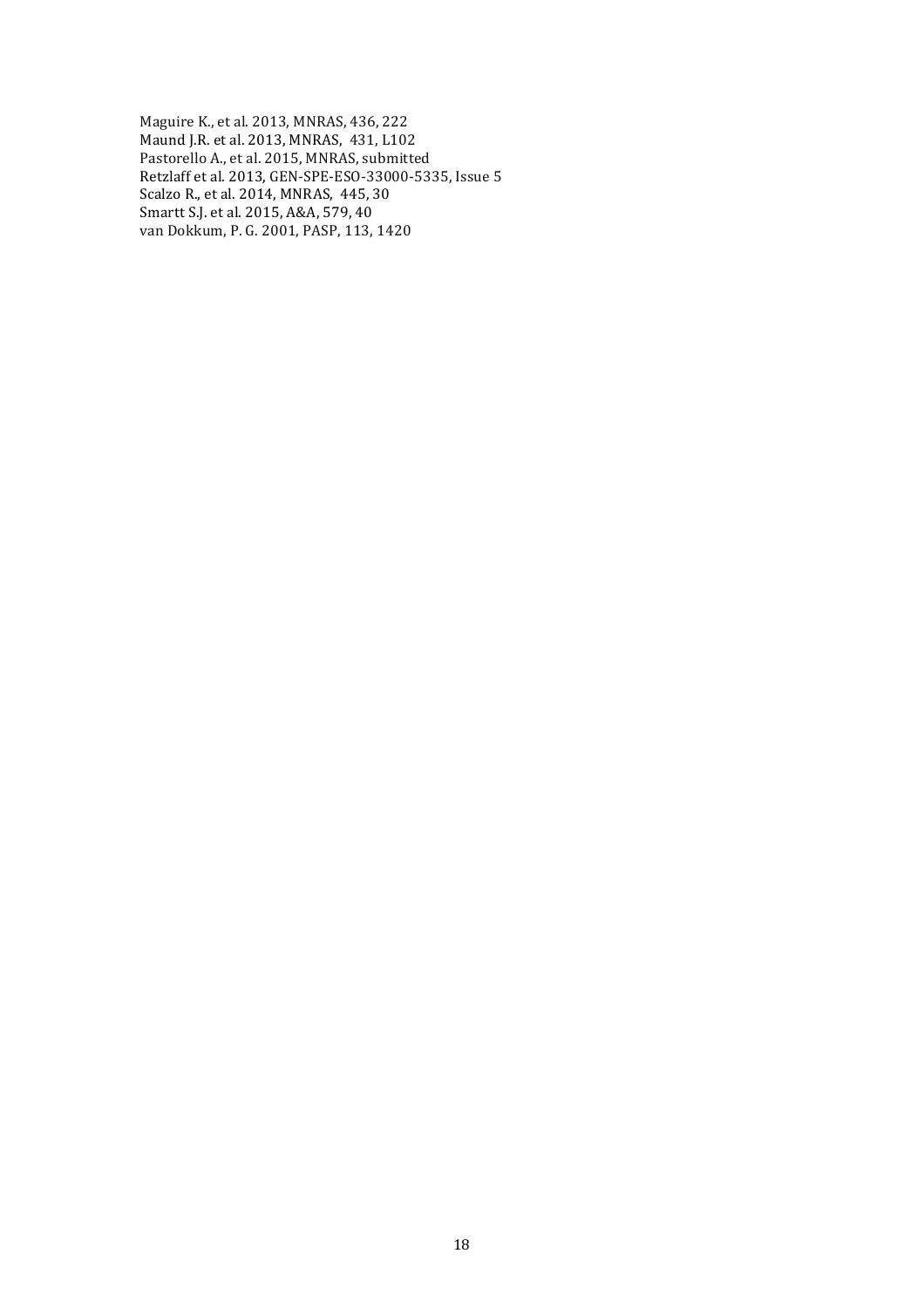Maguire K., et al. 2013, MNRAS, 436, 222
Maund J.R. et al. 2013, MNRAS, 431, L102
Pastorello A., et al. 2015, MNRAS, submitted
Retzlaff et al. 2013, GEN-SPE-ESO-33000-5335, Issue 5
Scalzo R., et al. 2014, MNRAS, 445, 30
Smartt S.J. et al. 2015, A&A, 579, 40
van Dokkum, P. G. 2001, PASP, 113, 1420